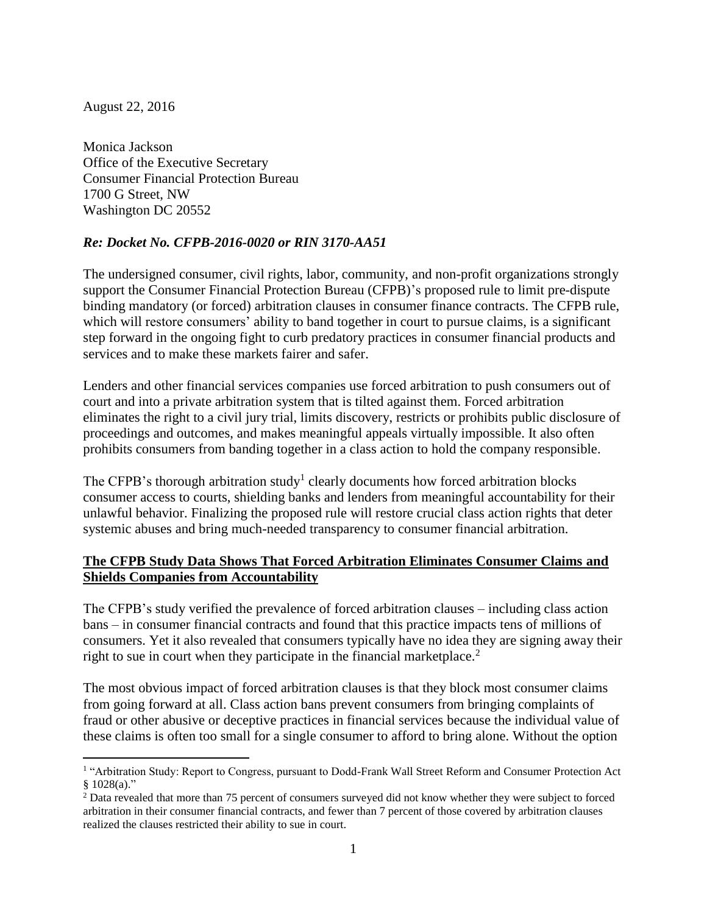August 22, 2016

Monica Jackson
Office of the Executive Secretary
Consumer Financial Protection Bureau
1700 G Street, NW
Washington DC 20552

***Re: Docket No. CFPB-2016-0020 or RIN 3170-AA51***

The undersigned consumer, civil rights, labor, community, and non-profit organizations strongly support the Consumer Financial Protection Bureau (CFPB)'s proposed rule to limit pre-dispute binding mandatory (or forced) arbitration clauses in consumer finance contracts. The CFPB rule, which will restore consumers' ability to band together in court to pursue claims, is a significant step forward in the ongoing fight to curb predatory practices in consumer financial products and services and to make these markets fairer and safer.

Lenders and other financial services companies use forced arbitration to push consumers out of court and into a private arbitration system that is tilted against them. Forced arbitration eliminates the right to a civil jury trial, limits discovery, restricts or prohibits public disclosure of proceedings and outcomes, and makes meaningful appeals virtually impossible. It also often prohibits consumers from banding together in a class action to hold the company responsible.

The CFPB's thorough arbitration study[1] clearly documents how forced arbitration blocks consumer access to courts, shielding banks and lenders from meaningful accountability for their unlawful behavior. Finalizing the proposed rule will restore crucial class action rights that deter systemic abuses and bring much-needed transparency to consumer financial arbitration.

**The CFPB Study Data Shows That Forced Arbitration Eliminates Consumer Claims and Shields Companies from Accountability**

The CFPB's study verified the prevalence of forced arbitration clauses – including class action bans – in consumer financial contracts and found that this practice impacts tens of millions of consumers. Yet it also revealed that consumers typically have no idea they are signing away their right to sue in court when they participate in the financial marketplace.[2]

The most obvious impact of forced arbitration clauses is that they block most consumer claims from going forward at all. Class action bans prevent consumers from bringing complaints of fraud or other abusive or deceptive practices in financial services because the individual value of these claims is often too small for a single consumer to afford to bring alone. Without the option

---

[1] "Arbitration Study: Report to Congress, pursuant to Dodd-Frank Wall Street Reform and Consumer Protection Act § 1028(a)."

[2] Data revealed that more than 75 percent of consumers surveyed did not know whether they were subject to forced arbitration in their consumer financial contracts, and fewer than 7 percent of those covered by arbitration clauses realized the clauses restricted their ability to sue in court.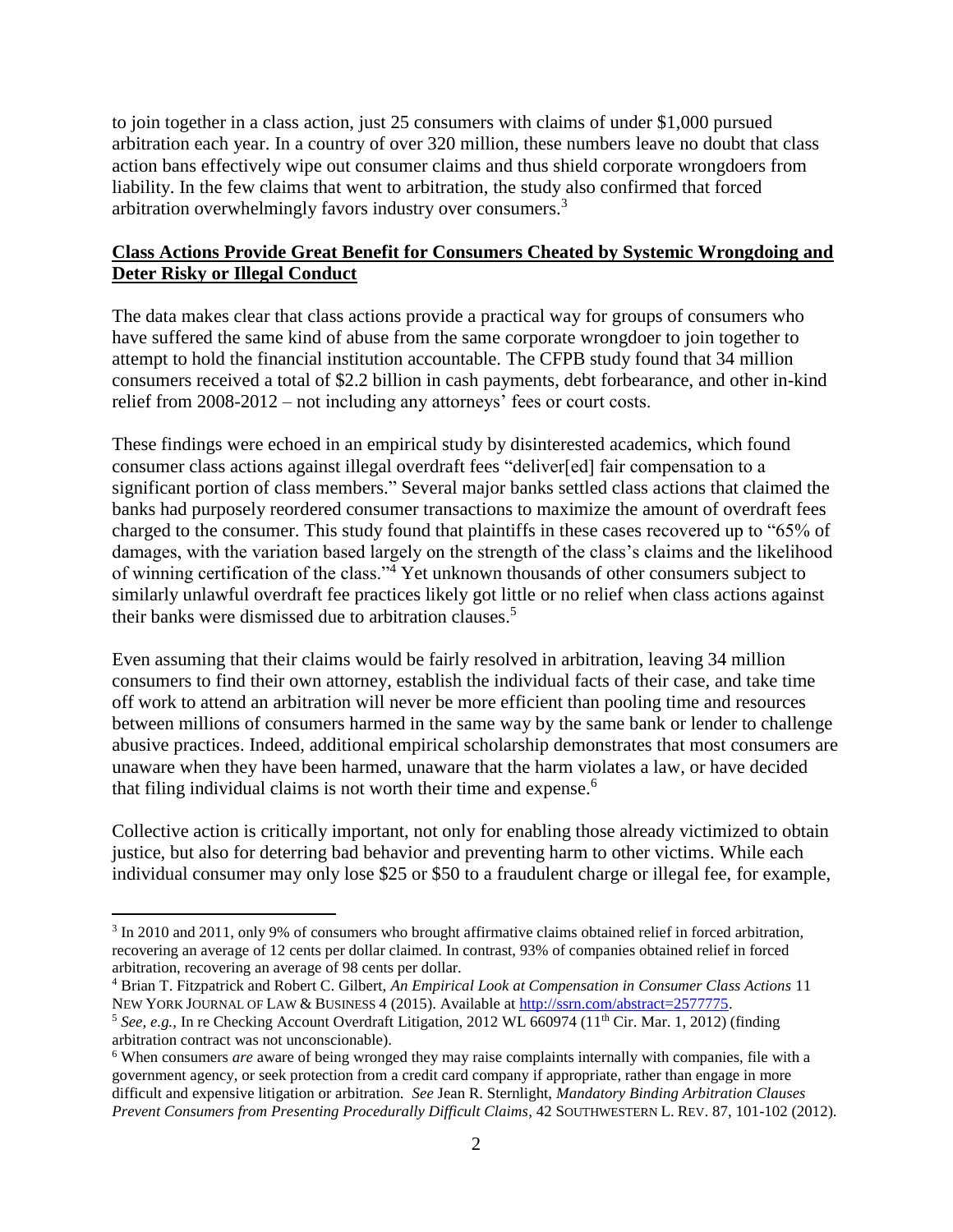to join together in a class action, just 25 consumers with claims of under $1,000 pursued arbitration each year. In a country of over 320 million, these numbers leave no doubt that class action bans effectively wipe out consumer claims and thus shield corporate wrongdoers from liability. In the few claims that went to arbitration, the study also confirmed that forced arbitration overwhelmingly favors industry over consumers.[3]

**Class Actions Provide Great Benefit for Consumers Cheated by Systemic Wrongdoing and Deter Risky or Illegal Conduct**

The data makes clear that class actions provide a practical way for groups of consumers who have suffered the same kind of abuse from the same corporate wrongdoer to join together to attempt to hold the financial institution accountable. The CFPB study found that 34 million consumers received a total of $2.2 billion in cash payments, debt forbearance, and other in-kind relief from 2008-2012 – not including any attorneys' fees or court costs.

These findings were echoed in an empirical study by disinterested academics, which found consumer class actions against illegal overdraft fees "deliver[ed] fair compensation to a significant portion of class members." Several major banks settled class actions that claimed the banks had purposely reordered consumer transactions to maximize the amount of overdraft fees charged to the consumer. This study found that plaintiffs in these cases recovered up to "65% of damages, with the variation based largely on the strength of the class's claims and the likelihood of winning certification of the class."[4] Yet unknown thousands of other consumers subject to similarly unlawful overdraft fee practices likely got little or no relief when class actions against their banks were dismissed due to arbitration clauses.[5]

Even assuming that their claims would be fairly resolved in arbitration, leaving 34 million consumers to find their own attorney, establish the individual facts of their case, and take time off work to attend an arbitration will never be more efficient than pooling time and resources between millions of consumers harmed in the same way by the same bank or lender to challenge abusive practices. Indeed, additional empirical scholarship demonstrates that most consumers are unaware when they have been harmed, unaware that the harm violates a law, or have decided that filing individual claims is not worth their time and expense.[6]

Collective action is critically important, not only for enabling those already victimized to obtain justice, but also for deterring bad behavior and preventing harm to other victims. While each individual consumer may only lose $25 or $50 to a fraudulent charge or illegal fee, for example,

---

[3] In 2010 and 2011, only 9% of consumers who brought affirmative claims obtained relief in forced arbitration, recovering an average of 12 cents per dollar claimed. In contrast, 93% of companies obtained relief in forced arbitration, recovering an average of 98 cents per dollar.

[4] Brian T. Fitzpatrick and Robert C. Gilbert, *An Empirical Look at Compensation in Consumer Class Actions* 11 New York Journal of Law & Business 4 (2015). Available at http://ssrn.com/abstract=2577775.

[5] *See, e.g.,* In re Checking Account Overdraft Litigation, 2012 WL 660974 (11th Cir. Mar. 1, 2012) (finding arbitration contract was not unconscionable).

[6] When consumers *are* aware of being wronged they may raise complaints internally with companies, file with a government agency, or seek protection from a credit card company if appropriate, rather than engage in more difficult and expensive litigation or arbitration. *See* Jean R. Sternlight, *Mandatory Binding Arbitration Clauses Prevent Consumers from Presenting Procedurally Difficult Claims*, 42 Southwestern L. Rev. 87, 101-102 (2012).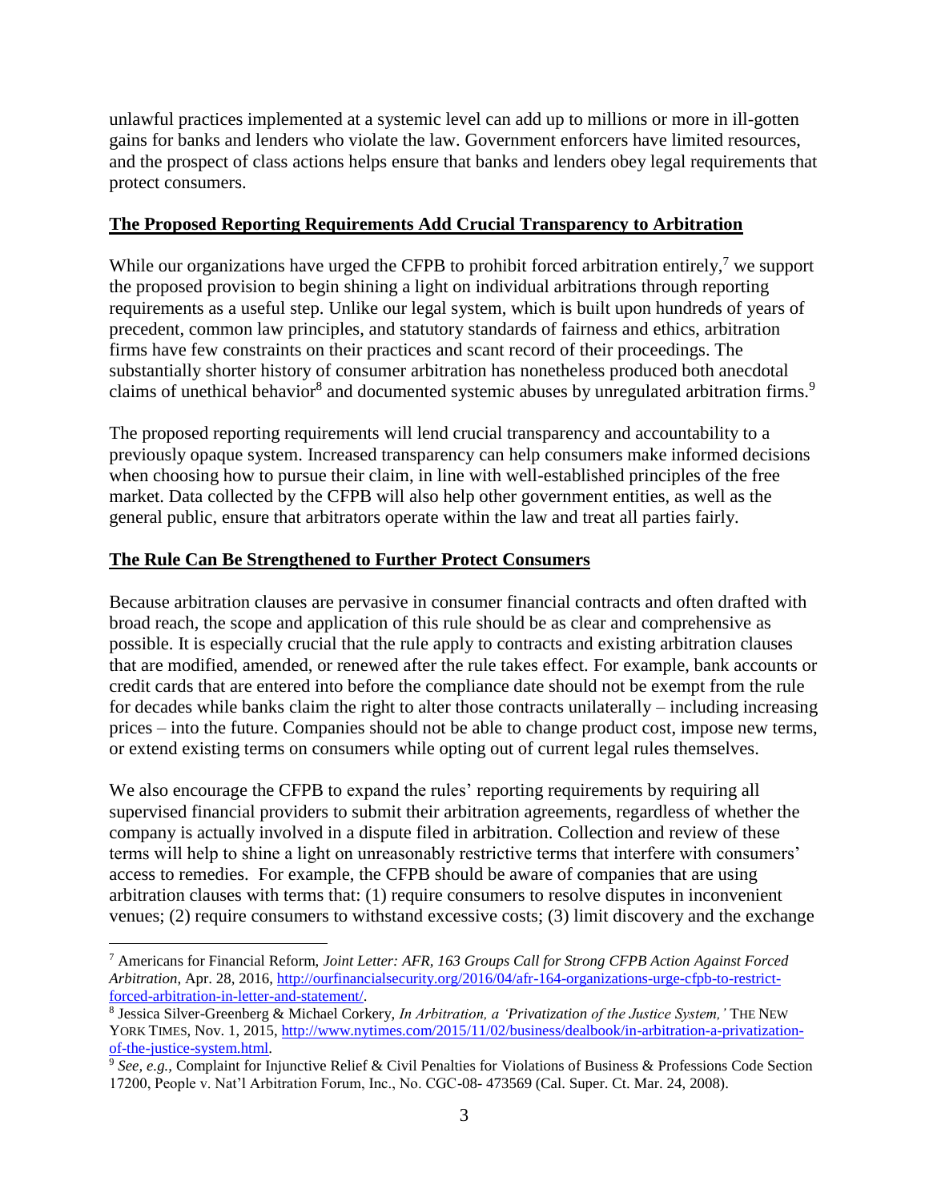unlawful practices implemented at a systemic level can add up to millions or more in ill-gotten gains for banks and lenders who violate the law. Government enforcers have limited resources, and the prospect of class actions helps ensure that banks and lenders obey legal requirements that protect consumers.

## The Proposed Reporting Requirements Add Crucial Transparency to Arbitration

While our organizations have urged the CFPB to prohibit forced arbitration entirely,[7] we support the proposed provision to begin shining a light on individual arbitrations through reporting requirements as a useful step. Unlike our legal system, which is built upon hundreds of years of precedent, common law principles, and statutory standards of fairness and ethics, arbitration firms have few constraints on their practices and scant record of their proceedings. The substantially shorter history of consumer arbitration has nonetheless produced both anecdotal claims of unethical behavior[8] and documented systemic abuses by unregulated arbitration firms.[9]

The proposed reporting requirements will lend crucial transparency and accountability to a previously opaque system. Increased transparency can help consumers make informed decisions when choosing how to pursue their claim, in line with well-established principles of the free market. Data collected by the CFPB will also help other government entities, as well as the general public, ensure that arbitrators operate within the law and treat all parties fairly.

## The Rule Can Be Strengthened to Further Protect Consumers

Because arbitration clauses are pervasive in consumer financial contracts and often drafted with broad reach, the scope and application of this rule should be as clear and comprehensive as possible. It is especially crucial that the rule apply to contracts and existing arbitration clauses that are modified, amended, or renewed after the rule takes effect. For example, bank accounts or credit cards that are entered into before the compliance date should not be exempt from the rule for decades while banks claim the right to alter those contracts unilaterally – including increasing prices – into the future. Companies should not be able to change product cost, impose new terms, or extend existing terms on consumers while opting out of current legal rules themselves.

We also encourage the CFPB to expand the rules' reporting requirements by requiring all supervised financial providers to submit their arbitration agreements, regardless of whether the company is actually involved in a dispute filed in arbitration. Collection and review of these terms will help to shine a light on unreasonably restrictive terms that interfere with consumers' access to remedies. For example, the CFPB should be aware of companies that are using arbitration clauses with terms that: (1) require consumers to resolve disputes in inconvenient venues; (2) require consumers to withstand excessive costs; (3) limit discovery and the exchange

---

[7] Americans for Financial Reform, *Joint Letter: AFR, 163 Groups Call for Strong CFPB Action Against Forced Arbitration*, Apr. 28, 2016, http://ourfinancialsecurity.org/2016/04/afr-164-organizations-urge-cfpb-to-restrict-forced-arbitration-in-letter-and-statement/.

[8] Jessica Silver-Greenberg & Michael Corkery, *In Arbitration, a 'Privatization of the Justice System,'* THE NEW YORK TIMES, Nov. 1, 2015, http://www.nytimes.com/2015/11/02/business/dealbook/in-arbitration-a-privatization-of-the-justice-system.html.

[9] *See, e.g.,* Complaint for Injunctive Relief & Civil Penalties for Violations of Business & Professions Code Section 17200, People v. Nat'l Arbitration Forum, Inc., No. CGC-08- 473569 (Cal. Super. Ct. Mar. 24, 2008).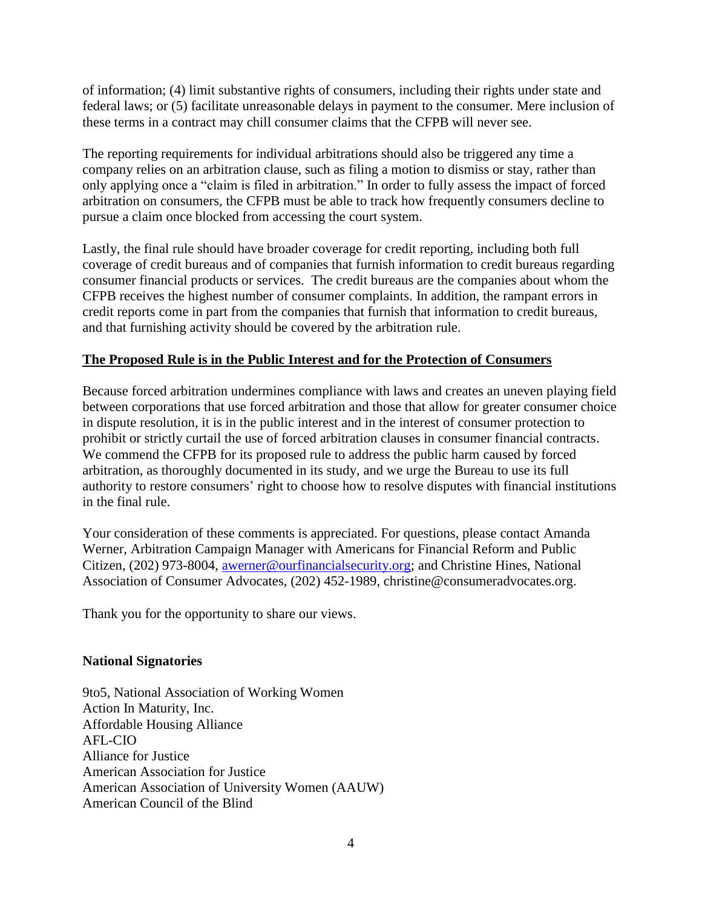of information; (4) limit substantive rights of consumers, including their rights under state and federal laws; or (5) facilitate unreasonable delays in payment to the consumer. Mere inclusion of these terms in a contract may chill consumer claims that the CFPB will never see.

The reporting requirements for individual arbitrations should also be triggered any time a company relies on an arbitration clause, such as filing a motion to dismiss or stay, rather than only applying once a "claim is filed in arbitration." In order to fully assess the impact of forced arbitration on consumers, the CFPB must be able to track how frequently consumers decline to pursue a claim once blocked from accessing the court system.

Lastly, the final rule should have broader coverage for credit reporting, including both full coverage of credit bureaus and of companies that furnish information to credit bureaus regarding consumer financial products or services. The credit bureaus are the companies about whom the CFPB receives the highest number of consumer complaints. In addition, the rampant errors in credit reports come in part from the companies that furnish that information to credit bureaus, and that furnishing activity should be covered by the arbitration rule.

**The Proposed Rule is in the Public Interest and for the Protection of Consumers**

Because forced arbitration undermines compliance with laws and creates an uneven playing field between corporations that use forced arbitration and those that allow for greater consumer choice in dispute resolution, it is in the public interest and in the interest of consumer protection to prohibit or strictly curtail the use of forced arbitration clauses in consumer financial contracts. We commend the CFPB for its proposed rule to address the public harm caused by forced arbitration, as thoroughly documented in its study, and we urge the Bureau to use its full authority to restore consumers' right to choose how to resolve disputes with financial institutions in the final rule.

Your consideration of these comments is appreciated. For questions, please contact Amanda Werner, Arbitration Campaign Manager with Americans for Financial Reform and Public Citizen, (202) 973-8004, awerner@ourfinancialsecurity.org; and Christine Hines, National Association of Consumer Advocates, (202) 452-1989, christine@consumeradvocates.org.

Thank you for the opportunity to share our views.

**National Signatories**

9to5, National Association of Working Women
Action In Maturity, Inc.
Affordable Housing Alliance
AFL-CIO
Alliance for Justice
American Association for Justice
American Association of University Women (AAUW)
American Council of the Blind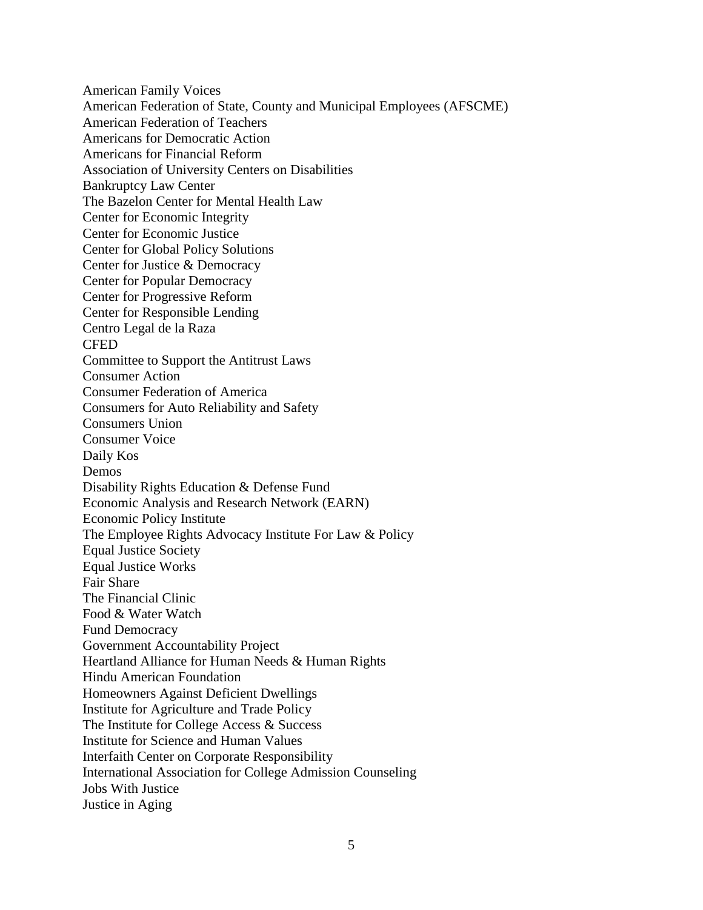American Family Voices
American Federation of State, County and Municipal Employees (AFSCME)
American Federation of Teachers
Americans for Democratic Action
Americans for Financial Reform
Association of University Centers on Disabilities
Bankruptcy Law Center
The Bazelon Center for Mental Health Law
Center for Economic Integrity
Center for Economic Justice
Center for Global Policy Solutions
Center for Justice & Democracy
Center for Popular Democracy
Center for Progressive Reform
Center for Responsible Lending
Centro Legal de la Raza
CFED
Committee to Support the Antitrust Laws
Consumer Action
Consumer Federation of America
Consumers for Auto Reliability and Safety
Consumers Union
Consumer Voice
Daily Kos
Demos
Disability Rights Education & Defense Fund
Economic Analysis and Research Network (EARN)
Economic Policy Institute
The Employee Rights Advocacy Institute For Law & Policy
Equal Justice Society
Equal Justice Works
Fair Share
The Financial Clinic
Food & Water Watch
Fund Democracy
Government Accountability Project
Heartland Alliance for Human Needs & Human Rights
Hindu American Foundation
Homeowners Against Deficient Dwellings
Institute for Agriculture and Trade Policy
The Institute for College Access & Success
Institute for Science and Human Values
Interfaith Center on Corporate Responsibility
International Association for College Admission Counseling
Jobs With Justice
Justice in Aging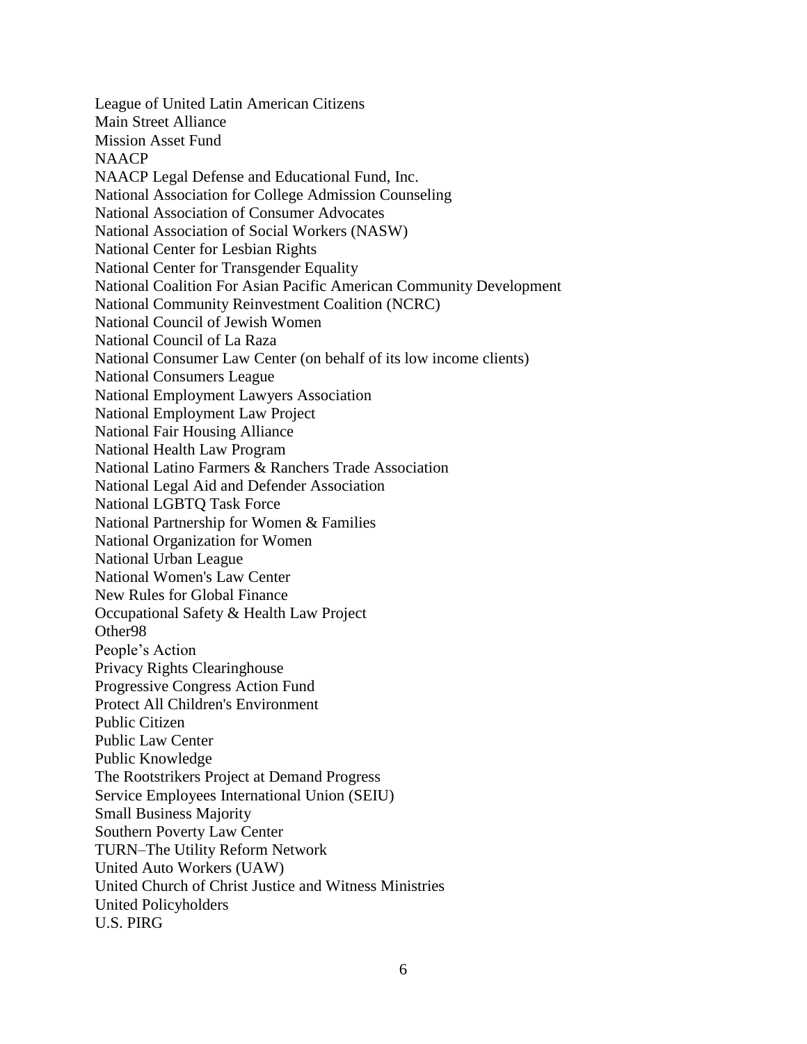League of United Latin American Citizens
Main Street Alliance
Mission Asset Fund
NAACP
NAACP Legal Defense and Educational Fund, Inc.
National Association for College Admission Counseling
National Association of Consumer Advocates
National Association of Social Workers (NASW)
National Center for Lesbian Rights
National Center for Transgender Equality
National Coalition For Asian Pacific American Community Development
National Community Reinvestment Coalition (NCRC)
National Council of Jewish Women
National Council of La Raza
National Consumer Law Center (on behalf of its low income clients)
National Consumers League
National Employment Lawyers Association
National Employment Law Project
National Fair Housing Alliance
National Health Law Program
National Latino Farmers & Ranchers Trade Association
National Legal Aid and Defender Association
National LGBTQ Task Force
National Partnership for Women & Families
National Organization for Women
National Urban League
National Women's Law Center
New Rules for Global Finance
Occupational Safety & Health Law Project
Other98
People's Action
Privacy Rights Clearinghouse
Progressive Congress Action Fund
Protect All Children's Environment
Public Citizen
Public Law Center
Public Knowledge
The Rootstrikers Project at Demand Progress
Service Employees International Union (SEIU)
Small Business Majority
Southern Poverty Law Center
TURN–The Utility Reform Network
United Auto Workers (UAW)
United Church of Christ Justice and Witness Ministries
United Policyholders
U.S. PIRG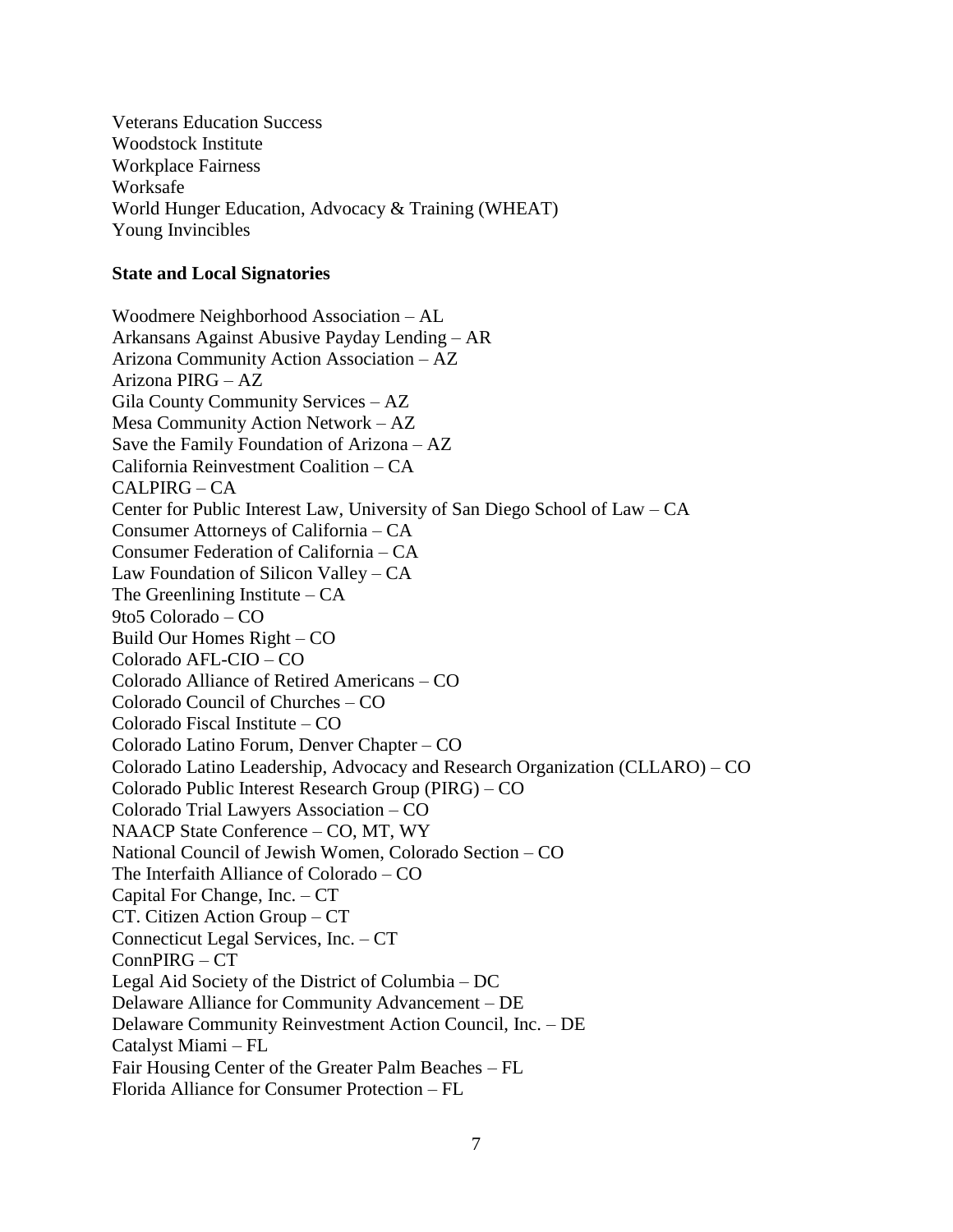Veterans Education Success
Woodstock Institute
Workplace Fairness
Worksafe
World Hunger Education, Advocacy & Training (WHEAT)
Young Invincibles

**State and Local Signatories**

Woodmere Neighborhood Association – AL
Arkansans Against Abusive Payday Lending – AR
Arizona Community Action Association – AZ
Arizona PIRG – AZ
Gila County Community Services – AZ
Mesa Community Action Network – AZ
Save the Family Foundation of Arizona – AZ
California Reinvestment Coalition – CA
CALPIRG – CA
Center for Public Interest Law, University of San Diego School of Law – CA
Consumer Attorneys of California – CA
Consumer Federation of California – CA
Law Foundation of Silicon Valley – CA
The Greenlining Institute – CA
9to5 Colorado – CO
Build Our Homes Right – CO
Colorado AFL-CIO – CO
Colorado Alliance of Retired Americans – CO
Colorado Council of Churches – CO
Colorado Fiscal Institute – CO
Colorado Latino Forum, Denver Chapter – CO
Colorado Latino Leadership, Advocacy and Research Organization (CLLARO) – CO
Colorado Public Interest Research Group (PIRG) – CO
Colorado Trial Lawyers Association – CO
NAACP State Conference – CO, MT, WY
National Council of Jewish Women, Colorado Section – CO
The Interfaith Alliance of Colorado – CO
Capital For Change, Inc. – CT
CT. Citizen Action Group – CT
Connecticut Legal Services, Inc. – CT
ConnPIRG – CT
Legal Aid Society of the District of Columbia – DC
Delaware Alliance for Community Advancement – DE
Delaware Community Reinvestment Action Council, Inc. – DE
Catalyst Miami – FL
Fair Housing Center of the Greater Palm Beaches – FL
Florida Alliance for Consumer Protection – FL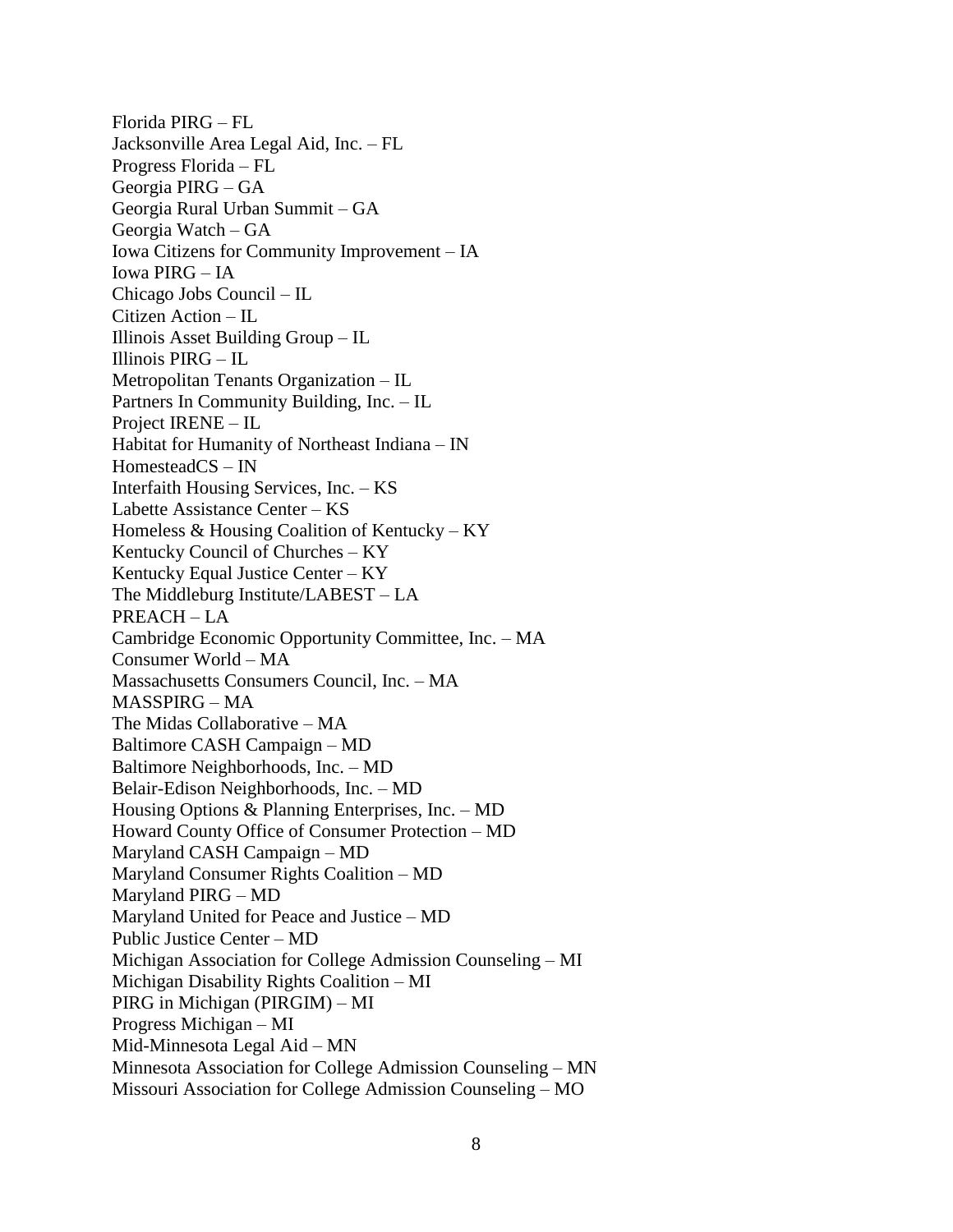Florida PIRG – FL
Jacksonville Area Legal Aid, Inc. – FL
Progress Florida – FL
Georgia PIRG – GA
Georgia Rural Urban Summit – GA
Georgia Watch – GA
Iowa Citizens for Community Improvement – IA
Iowa PIRG – IA
Chicago Jobs Council – IL
Citizen Action – IL
Illinois Asset Building Group – IL
Illinois PIRG – IL
Metropolitan Tenants Organization – IL
Partners In Community Building, Inc. – IL
Project IRENE – IL
Habitat for Humanity of Northeast Indiana – IN
HomesteadCS – IN
Interfaith Housing Services, Inc. – KS
Labette Assistance Center – KS
Homeless & Housing Coalition of Kentucky – KY
Kentucky Council of Churches – KY
Kentucky Equal Justice Center – KY
The Middleburg Institute/LABEST – LA
PREACH – LA
Cambridge Economic Opportunity Committee, Inc. – MA
Consumer World – MA
Massachusetts Consumers Council, Inc. – MA
MASSPIRG – MA
The Midas Collaborative – MA
Baltimore CASH Campaign – MD
Baltimore Neighborhoods, Inc. – MD
Belair-Edison Neighborhoods, Inc. – MD
Housing Options & Planning Enterprises, Inc. – MD
Howard County Office of Consumer Protection – MD
Maryland CASH Campaign – MD
Maryland Consumer Rights Coalition – MD
Maryland PIRG – MD
Maryland United for Peace and Justice – MD
Public Justice Center – MD
Michigan Association for College Admission Counseling – MI
Michigan Disability Rights Coalition – MI
PIRG in Michigan (PIRGIM) – MI
Progress Michigan – MI
Mid-Minnesota Legal Aid – MN
Minnesota Association for College Admission Counseling – MN
Missouri Association for College Admission Counseling – MO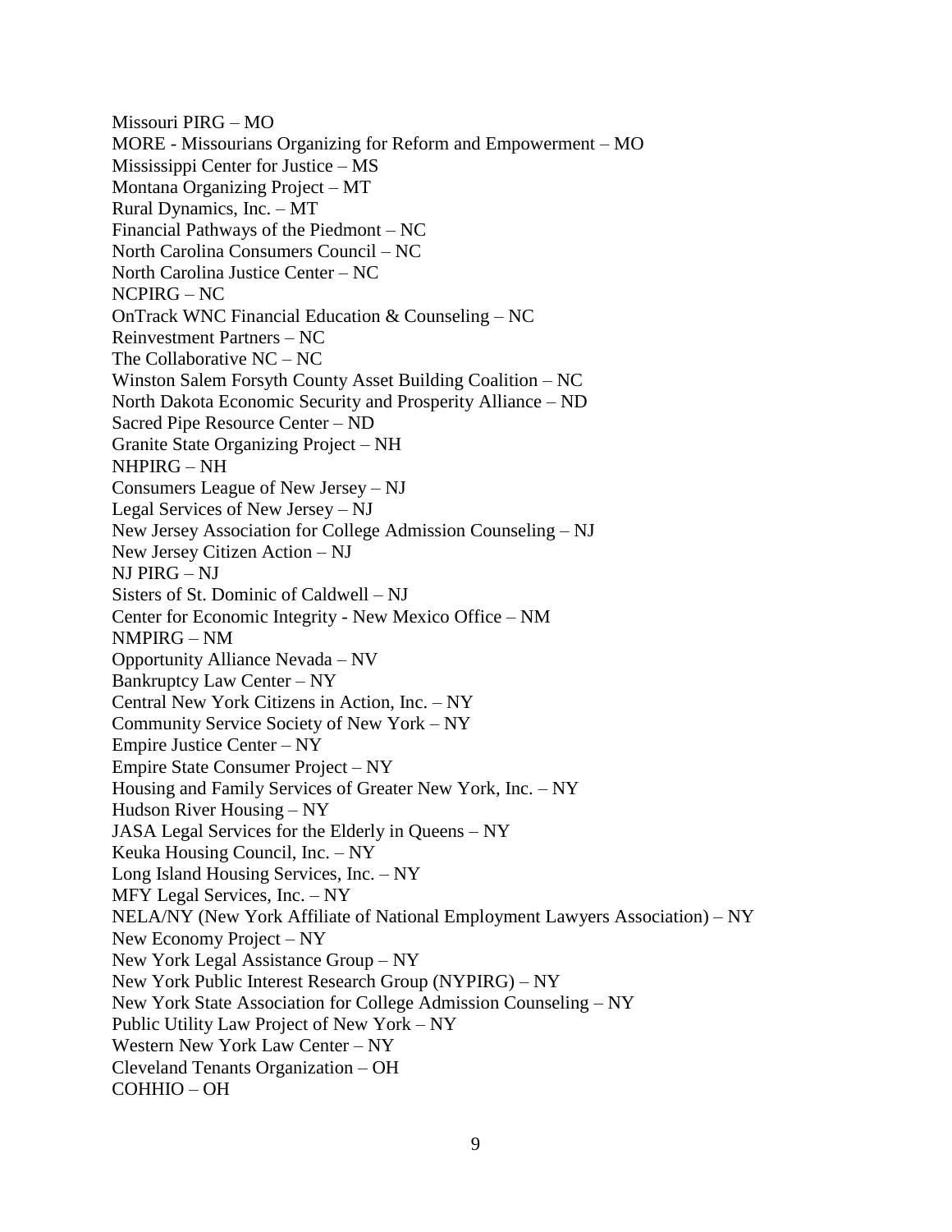Missouri PIRG – MO
MORE - Missourians Organizing for Reform and Empowerment – MO
Mississippi Center for Justice – MS
Montana Organizing Project – MT
Rural Dynamics, Inc. – MT
Financial Pathways of the Piedmont – NC
North Carolina Consumers Council – NC
North Carolina Justice Center – NC
NCPIRG – NC
OnTrack WNC Financial Education & Counseling – NC
Reinvestment Partners – NC
The Collaborative NC – NC
Winston Salem Forsyth County Asset Building Coalition – NC
North Dakota Economic Security and Prosperity Alliance – ND
Sacred Pipe Resource Center – ND
Granite State Organizing Project – NH
NHPIRG – NH
Consumers League of New Jersey – NJ
Legal Services of New Jersey – NJ
New Jersey Association for College Admission Counseling – NJ
New Jersey Citizen Action – NJ
NJ PIRG – NJ
Sisters of St. Dominic of Caldwell – NJ
Center for Economic Integrity - New Mexico Office – NM
NMPIRG – NM
Opportunity Alliance Nevada – NV
Bankruptcy Law Center – NY
Central New York Citizens in Action, Inc. – NY
Community Service Society of New York – NY
Empire Justice Center – NY
Empire State Consumer Project – NY
Housing and Family Services of Greater New York, Inc. – NY
Hudson River Housing – NY
JASA Legal Services for the Elderly in Queens – NY
Keuka Housing Council, Inc. – NY
Long Island Housing Services, Inc. – NY
MFY Legal Services, Inc. – NY
NELA/NY (New York Affiliate of National Employment Lawyers Association) – NY
New Economy Project – NY
New York Legal Assistance Group – NY
New York Public Interest Research Group (NYPIRG) – NY
New York State Association for College Admission Counseling – NY
Public Utility Law Project of New York – NY
Western New York Law Center – NY
Cleveland Tenants Organization – OH
COHHIO – OH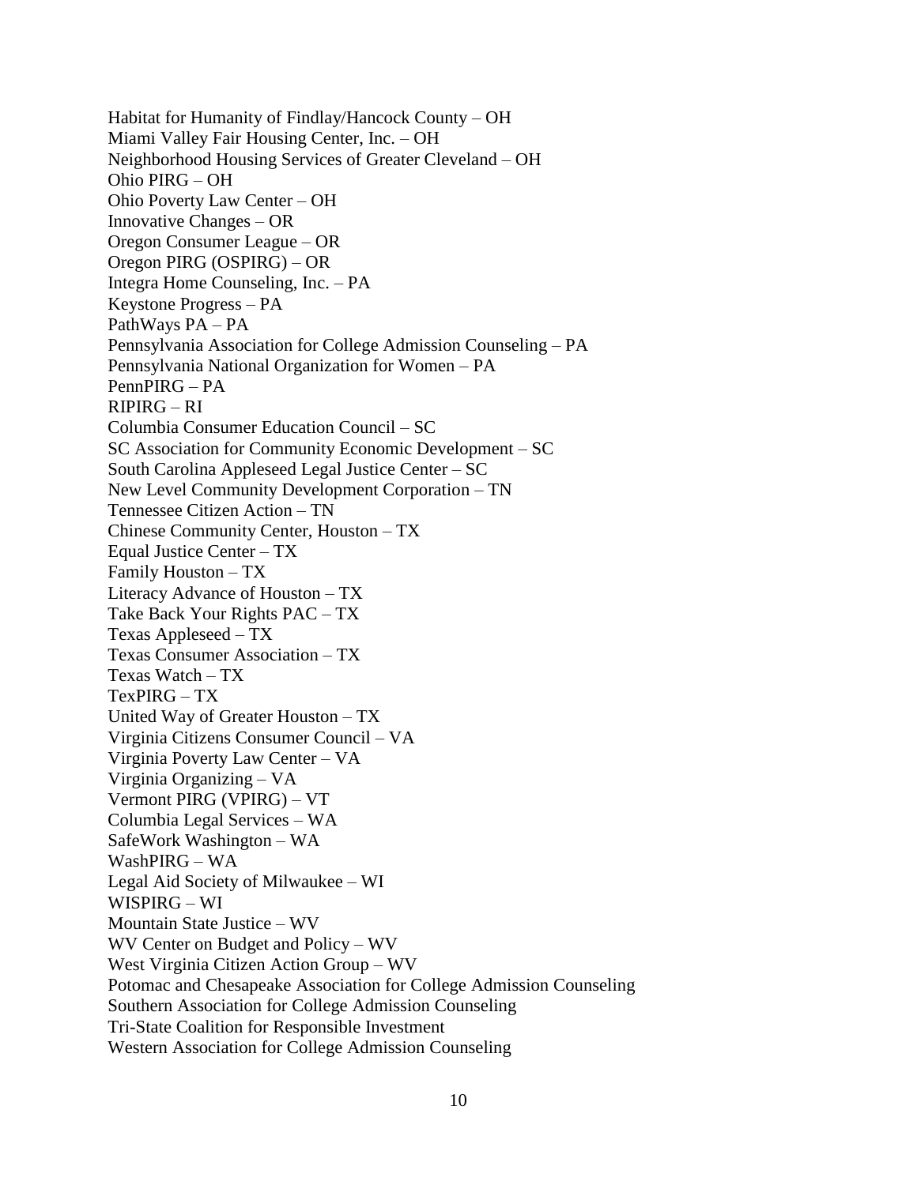Habitat for Humanity of Findlay/Hancock County – OH
Miami Valley Fair Housing Center, Inc. – OH
Neighborhood Housing Services of Greater Cleveland – OH
Ohio PIRG – OH
Ohio Poverty Law Center – OH
Innovative Changes – OR
Oregon Consumer League – OR
Oregon PIRG (OSPIRG) – OR
Integra Home Counseling, Inc. – PA
Keystone Progress – PA
PathWays PA – PA
Pennsylvania Association for College Admission Counseling – PA
Pennsylvania National Organization for Women – PA
PennPIRG – PA
RIPIRG – RI
Columbia Consumer Education Council – SC
SC Association for Community Economic Development – SC
South Carolina Appleseed Legal Justice Center – SC
New Level Community Development Corporation – TN
Tennessee Citizen Action – TN
Chinese Community Center, Houston – TX
Equal Justice Center – TX
Family Houston – TX
Literacy Advance of Houston – TX
Take Back Your Rights PAC – TX
Texas Appleseed – TX
Texas Consumer Association – TX
Texas Watch – TX
TexPIRG – TX
United Way of Greater Houston – TX
Virginia Citizens Consumer Council – VA
Virginia Poverty Law Center – VA
Virginia Organizing – VA
Vermont PIRG (VPIRG) – VT
Columbia Legal Services – WA
SafeWork Washington – WA
WashPIRG – WA
Legal Aid Society of Milwaukee – WI
WISPIRG – WI
Mountain State Justice – WV
WV Center on Budget and Policy – WV
West Virginia Citizen Action Group – WV
Potomac and Chesapeake Association for College Admission Counseling
Southern Association for College Admission Counseling
Tri-State Coalition for Responsible Investment
Western Association for College Admission Counseling